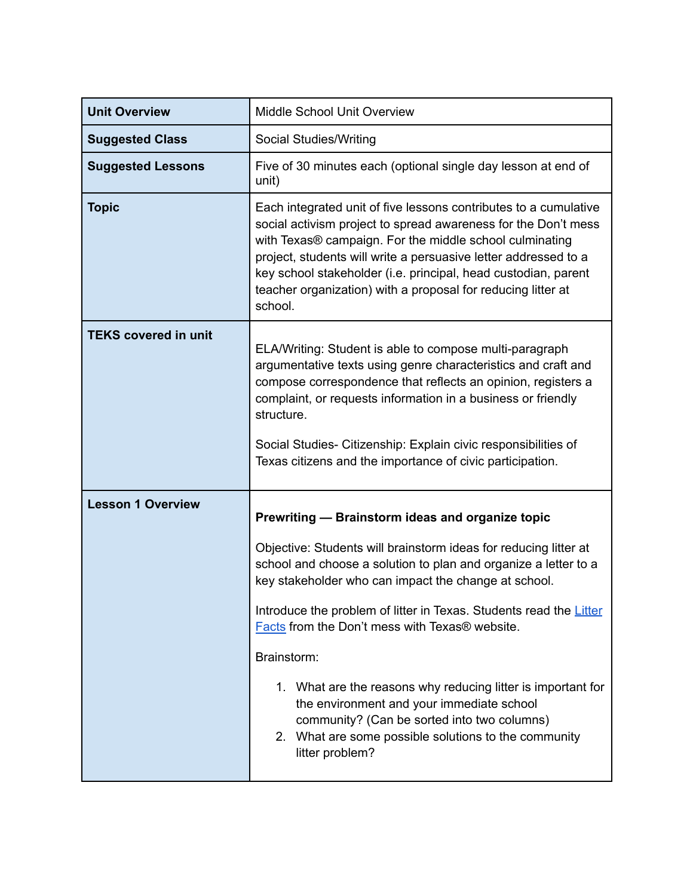| Unit Overview | Middle School Unit Overview |
| --- | --- |
| **Suggested Class** | Social Studies/Writing |
| **Suggested Lessons** | Five of 30 minutes each (optional single day lesson at end of unit) |
| **Topic** | Each integrated unit of five lessons contributes to a cumulative social activism project to spread awareness for the Don't mess with Texas® campaign. For the middle school culminating project, students will write a persuasive letter addressed to a key school stakeholder (i.e. principal, head custodian, parent teacher organization) with a proposal for reducing litter at school. |
| **TEKS covered in unit** | ELA/Writing: Student is able to compose multi-paragraph argumentative texts using genre characteristics and craft and compose correspondence that reflects an opinion, registers a complaint, or requests information in a business or friendly structure.<br><br>Social Studies- Citizenship: Explain civic responsibilities of Texas citizens and the importance of civic participation. |
| **Lesson 1 Overview** | **Prewriting — Brainstorm ideas and organize topic**<br><br>Objective: Students will brainstorm ideas for reducing litter at school and choose a solution to plan and organize a letter to a key stakeholder who can impact the change at school.<br><br>Introduce the problem of litter in Texas. Students read the Litter Facts from the Don't mess with Texas® website.<br><br>Brainstorm:<br><br>1. What are the reasons why reducing litter is important for the environment and your immediate school community? (Can be sorted into two columns)<br>2. What are some possible solutions to the community litter problem? |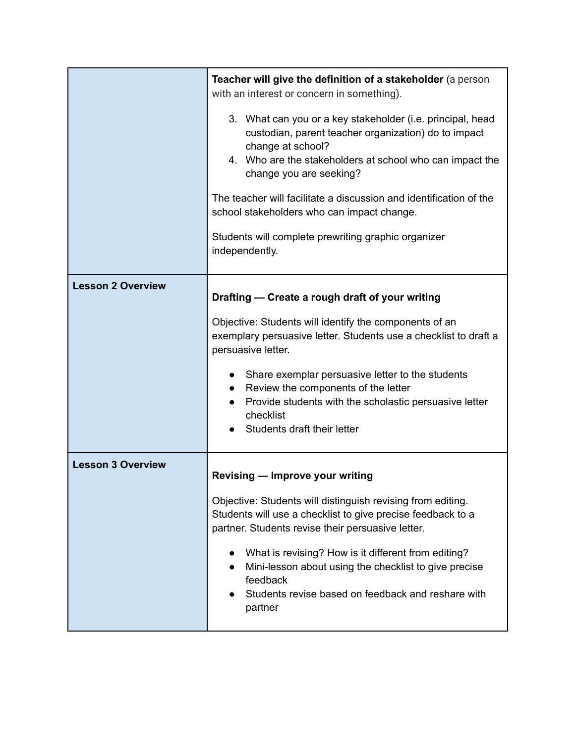| | |
|---|---|
| | **Teacher will give the definition of a stakeholder** (a person with an interest or concern in something).<br><br>3. What can you or a key stakeholder (i.e. principal, head custodian, parent teacher organization) do to impact change at school?<br>4. Who are the stakeholders at school who can impact the change you are seeking?<br><br>The teacher will facilitate a discussion and identification of the school stakeholders who can impact change.<br><br>Students will complete prewriting graphic organizer independently. |
| **Lesson 2 Overview** | **Drafting — Create a rough draft of your writing**<br><br>Objective: Students will identify the components of an exemplary persuasive letter. Students use a checklist to draft a persuasive letter.<br><br>● Share exemplar persuasive letter to the students<br>● Review the components of the letter<br>● Provide students with the scholastic persuasive letter checklist<br>● Students draft their letter |
| **Lesson 3 Overview** | **Revising — Improve your writing**<br><br>Objective: Students will distinguish revising from editing. Students will use a checklist to give precise feedback to a partner. Students revise their persuasive letter.<br><br>● What is revising? How is it different from editing?<br>● Mini-lesson about using the checklist to give precise feedback<br>● Students revise based on feedback and reshare with partner |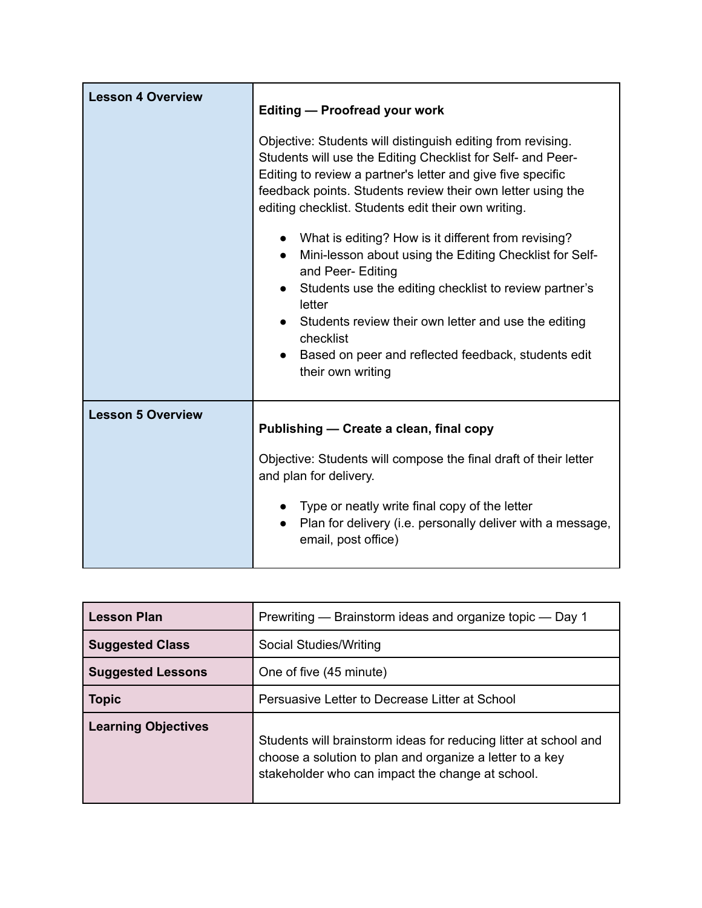| **Lesson 4 Overview** | **Editing — Proofread your work**<br><br>Objective: Students will distinguish editing from revising. Students will use the Editing Checklist for Self- and Peer-Editing to review a partner's letter and give five specific feedback points. Students review their own letter using the editing checklist. Students edit their own writing.<br><br>● What is editing? How is it different from revising?<br>● Mini-lesson about using the Editing Checklist for Self- and Peer- Editing<br>● Students use the editing checklist to review partner's letter<br>● Students review their own letter and use the editing checklist<br>● Based on peer and reflected feedback, students edit their own writing |
|---|---|
| **Lesson 5 Overview** | **Publishing — Create a clean, final copy**<br><br>Objective: Students will compose the final draft of their letter and plan for delivery.<br><br>● Type or neatly write final copy of the letter<br>● Plan for delivery (i.e. personally deliver with a message, email, post office) |

| **Lesson Plan** | Prewriting — Brainstorm ideas and organize topic — Day 1 |
|---|---|
| **Suggested Class** | Social Studies/Writing |
| **Suggested Lessons** | One of five (45 minute) |
| **Topic** | Persuasive Letter to Decrease Litter at School |
| **Learning Objectives** | Students will brainstorm ideas for reducing litter at school and choose a solution to plan and organize a letter to a key stakeholder who can impact the change at school. |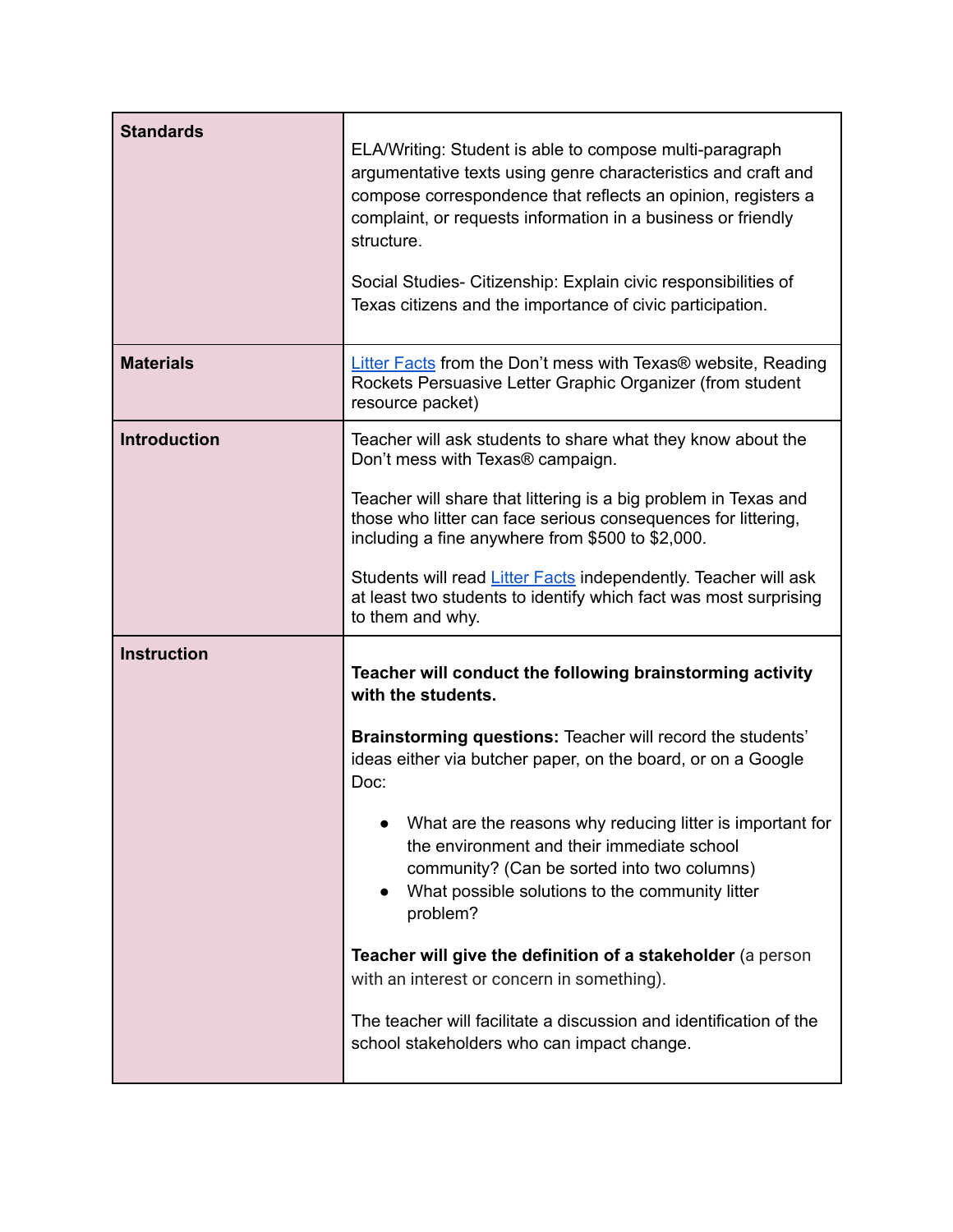| | |
|---|---|
| **Standards** | ELA/Writing: Student is able to compose multi-paragraph argumentative texts using genre characteristics and craft and compose correspondence that reflects an opinion, registers a complaint, or requests information in a business or friendly structure.<br><br>Social Studies- Citizenship: Explain civic responsibilities of Texas citizens and the importance of civic participation. |
| **Materials** | Litter Facts from the Don't mess with Texas® website, Reading Rockets Persuasive Letter Graphic Organizer (from student resource packet) |
| **Introduction** | Teacher will ask students to share what they know about the Don't mess with Texas® campaign.<br><br>Teacher will share that littering is a big problem in Texas and those who litter can face serious consequences for littering, including a fine anywhere from $500 to $2,000.<br><br>Students will read Litter Facts independently. Teacher will ask at least two students to identify which fact was most surprising to them and why. |
| **Instruction** | **Teacher will conduct the following brainstorming activity with the students.**<br><br>**Brainstorming questions:** Teacher will record the students' ideas either via butcher paper, on the board, or on a Google Doc:<br><br>• What are the reasons why reducing litter is important for the environment and their immediate school community? (Can be sorted into two columns)<br>• What possible solutions to the community litter problem?<br><br>**Teacher will give the definition of a stakeholder** (a person with an interest or concern in something).<br><br>The teacher will facilitate a discussion and identification of the school stakeholders who can impact change. |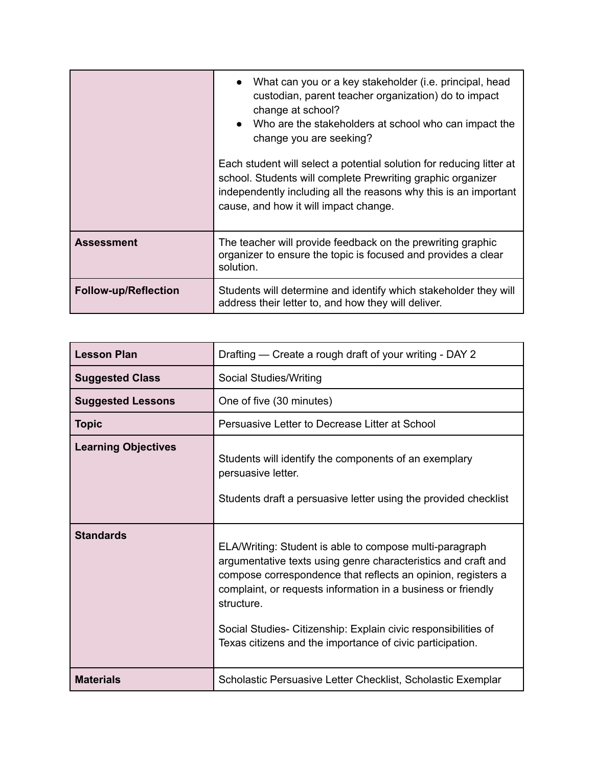| | |
|---|---|
| | • What can you or a key stakeholder (i.e. principal, head custodian, parent teacher organization) do to impact change at school?<br>• Who are the stakeholders at school who can impact the change you are seeking?<br><br>Each student will select a potential solution for reducing litter at school. Students will complete Prewriting graphic organizer independently including all the reasons why this is an important cause, and how it will impact change. |
| **Assessment** | The teacher will provide feedback on the prewriting graphic organizer to ensure the topic is focused and provides a clear solution. |
| **Follow-up/Reflection** | Students will determine and identify which stakeholder they will address their letter to, and how they will deliver. |

| **Lesson Plan** | Drafting — Create a rough draft of your writing - DAY 2 |
|---|---|
| **Suggested Class** | Social Studies/Writing |
| **Suggested Lessons** | One of five (30 minutes) |
| **Topic** | Persuasive Letter to Decrease Litter at School |
| **Learning Objectives** | Students will identify the components of an exemplary persuasive letter.<br><br>Students draft a persuasive letter using the provided checklist |
| **Standards** | ELA/Writing: Student is able to compose multi-paragraph argumentative texts using genre characteristics and craft and compose correspondence that reflects an opinion, registers a complaint, or requests information in a business or friendly structure.<br><br>Social Studies- Citizenship: Explain civic responsibilities of Texas citizens and the importance of civic participation. |
| **Materials** | Scholastic Persuasive Letter Checklist, Scholastic Exemplar |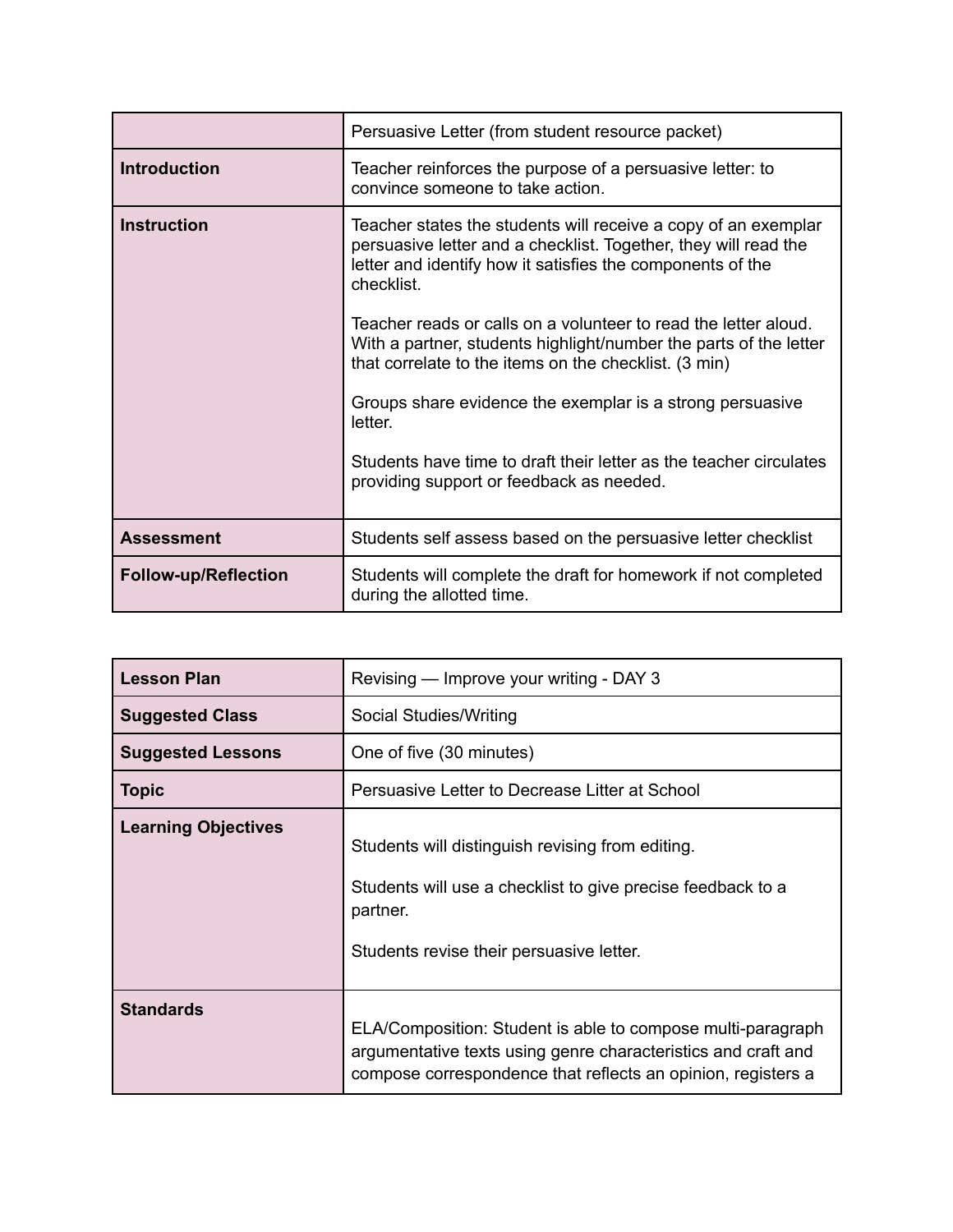| | |
|---|---|
| | Persuasive Letter (from student resource packet) |
| **Introduction** | Teacher reinforces the purpose of a persuasive letter: to convince someone to take action. |
| **Instruction** | Teacher states the students will receive a copy of an exemplar persuasive letter and a checklist. Together, they will read the letter and identify how it satisfies the components of the checklist.<br><br>Teacher reads or calls on a volunteer to read the letter aloud. With a partner, students highlight/number the parts of the letter that correlate to the items on the checklist. (3 min)<br><br>Groups share evidence the exemplar is a strong persuasive letter.<br><br>Students have time to draft their letter as the teacher circulates providing support or feedback as needed. |
| **Assessment** | Students self assess based on the persuasive letter checklist |
| **Follow-up/Reflection** | Students will complete the draft for homework if not completed during the allotted time. |

| **Lesson Plan** | Revising — Improve your writing - DAY 3 |
|---|---|
| **Suggested Class** | Social Studies/Writing |
| **Suggested Lessons** | One of five (30 minutes) |
| **Topic** | Persuasive Letter to Decrease Litter at School |
| **Learning Objectives** | Students will distinguish revising from editing.<br><br>Students will use a checklist to give precise feedback to a partner.<br><br>Students revise their persuasive letter. |
| **Standards** | ELA/Composition: Student is able to compose multi-paragraph argumentative texts using genre characteristics and craft and compose correspondence that reflects an opinion, registers a |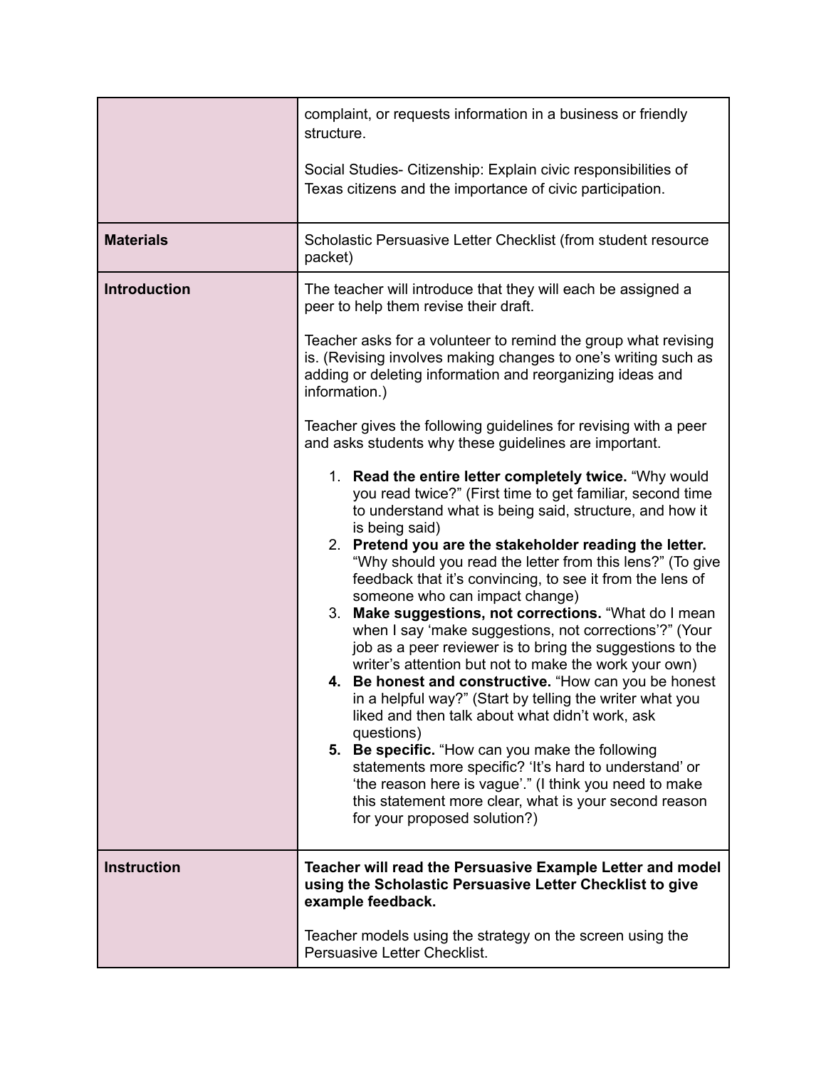| | |
|---|---|
| | complaint, or requests information in a business or friendly structure.<br><br>Social Studies- Citizenship: Explain civic responsibilities of Texas citizens and the importance of civic participation. |
| **Materials** | Scholastic Persuasive Letter Checklist (from student resource packet) |
| **Introduction** | The teacher will introduce that they will each be assigned a peer to help them revise their draft.<br><br>Teacher asks for a volunteer to remind the group what revising is. (Revising involves making changes to one's writing such as adding or deleting information and reorganizing ideas and information.)<br><br>Teacher gives the following guidelines for revising with a peer and asks students why these guidelines are important.<br><br>1. **Read the entire letter completely twice.** "Why would you read twice?" (First time to get familiar, second time to understand what is being said, structure, and how it is being said)<br>2. **Pretend you are the stakeholder reading the letter.** "Why should you read the letter from this lens?" (To give feedback that it's convincing, to see it from the lens of someone who can impact change)<br>3. **Make suggestions, not corrections.** "What do I mean when I say 'make suggestions, not corrections'?" (Your job as a peer reviewer is to bring the suggestions to the writer's attention but not to make the work your own)<br>4. **Be honest and constructive.** "How can you be honest in a helpful way?" (Start by telling the writer what you liked and then talk about what didn't work, ask questions)<br>5. **Be specific.** "How can you make the following statements more specific? 'It's hard to understand' or 'the reason here is vague'." (I think you need to make this statement more clear, what is your second reason for your proposed solution?) |
| **Instruction** | **Teacher will read the Persuasive Example Letter and model using the Scholastic Persuasive Letter Checklist to give example feedback.**<br><br>Teacher models using the strategy on the screen using the Persuasive Letter Checklist. |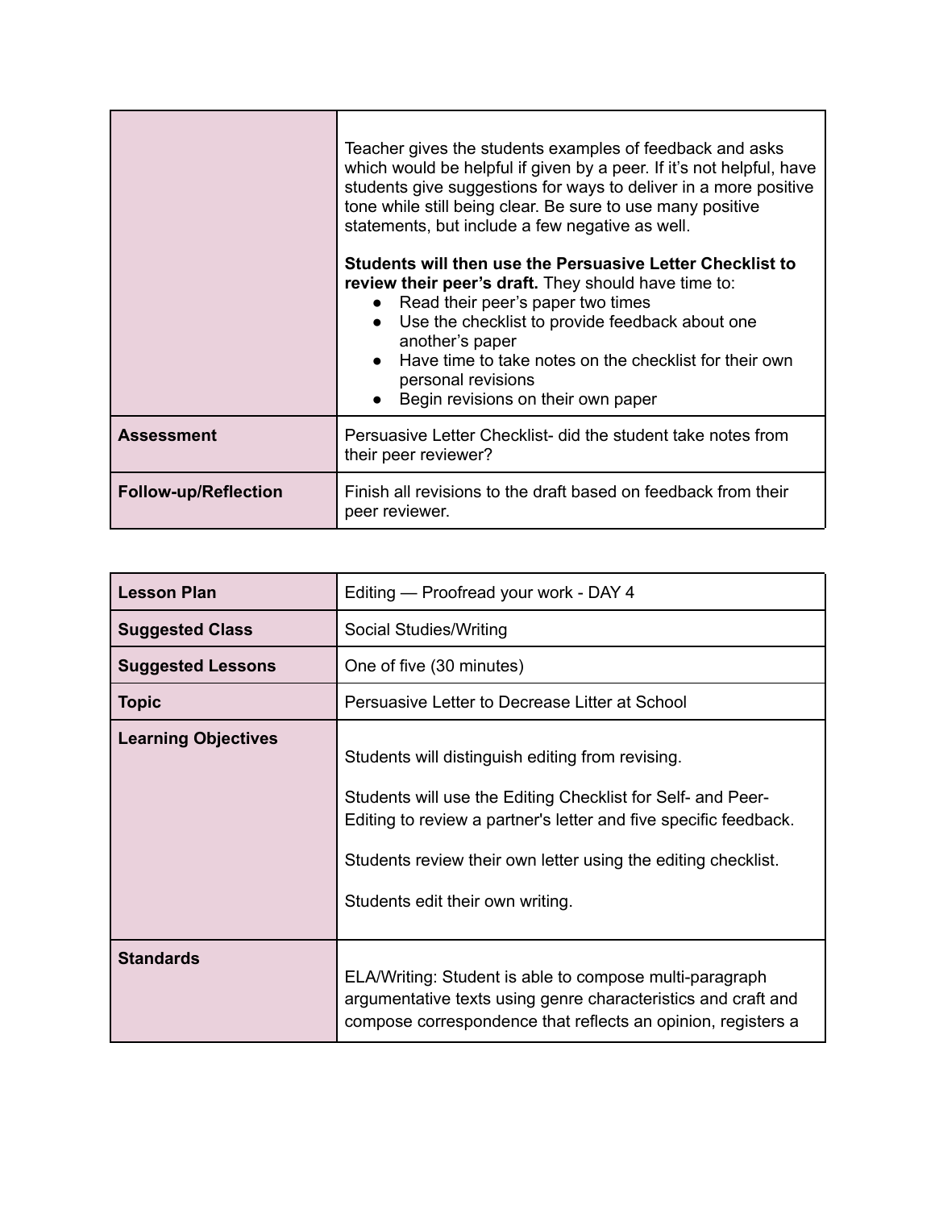| | |
|---|---|
| | Teacher gives the students examples of feedback and asks which would be helpful if given by a peer. If it's not helpful, have students give suggestions for ways to deliver in a more positive tone while still being clear. Be sure to use many positive statements, but include a few negative as well.<br><br>**Students will then use the Persuasive Letter Checklist to review their peer's draft.** They should have time to:<br>● Read their peer's paper two times<br>● Use the checklist to provide feedback about one another's paper<br>● Have time to take notes on the checklist for their own personal revisions<br>● Begin revisions on their own paper |
| **Assessment** | Persuasive Letter Checklist- did the student take notes from their peer reviewer? |
| **Follow-up/Reflection** | Finish all revisions to the draft based on feedback from their peer reviewer. |

| | |
|---|---|
| **Lesson Plan** | Editing — Proofread your work - DAY 4 |
| **Suggested Class** | Social Studies/Writing |
| **Suggested Lessons** | One of five (30 minutes) |
| **Topic** | Persuasive Letter to Decrease Litter at School |
| **Learning Objectives** | Students will distinguish editing from revising.<br><br>Students will use the Editing Checklist for Self- and Peer-Editing to review a partner's letter and five specific feedback.<br><br>Students review their own letter using the editing checklist.<br><br>Students edit their own writing. |
| **Standards** | ELA/Writing: Student is able to compose multi-paragraph argumentative texts using genre characteristics and craft and compose correspondence that reflects an opinion, registers a |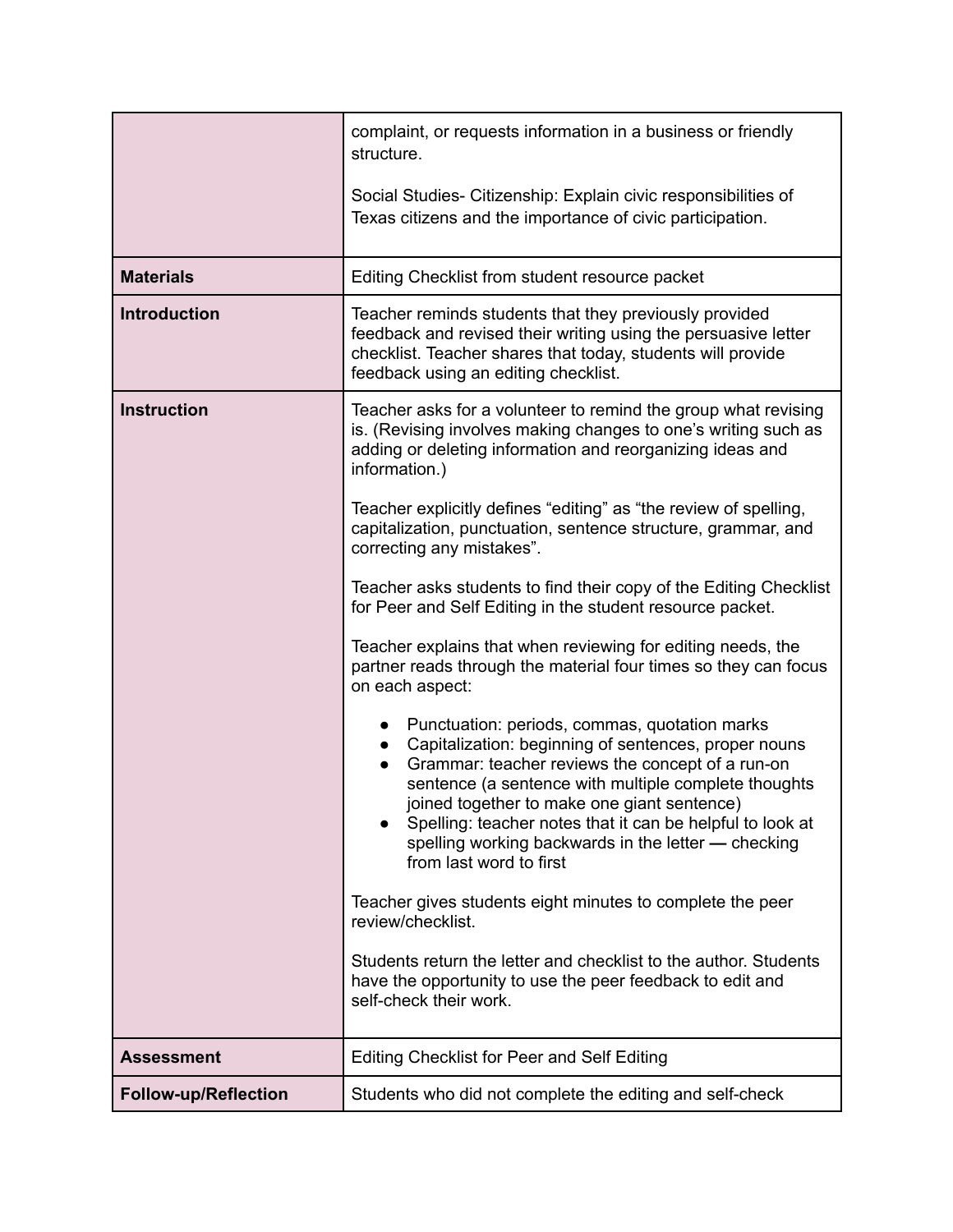| | |
|---|---|
| | complaint, or requests information in a business or friendly structure.<br><br>Social Studies- Citizenship: Explain civic responsibilities of Texas citizens and the importance of civic participation. |
| **Materials** | Editing Checklist from student resource packet |
| **Introduction** | Teacher reminds students that they previously provided feedback and revised their writing using the persuasive letter checklist. Teacher shares that today, students will provide feedback using an editing checklist. |
| **Instruction** | Teacher asks for a volunteer to remind the group what revising is. (Revising involves making changes to one's writing such as adding or deleting information and reorganizing ideas and information.)<br><br>Teacher explicitly defines "editing" as "the review of spelling, capitalization, punctuation, sentence structure, grammar, and correcting any mistakes".<br><br>Teacher asks students to find their copy of the Editing Checklist for Peer and Self Editing in the student resource packet.<br><br>Teacher explains that when reviewing for editing needs, the partner reads through the material four times so they can focus on each aspect:<br><br>● Punctuation: periods, commas, quotation marks<br>● Capitalization: beginning of sentences, proper nouns<br>● Grammar: teacher reviews the concept of a run-on sentence (a sentence with multiple complete thoughts joined together to make one giant sentence)<br>● Spelling: teacher notes that it can be helpful to look at spelling working backwards in the letter **—** checking from last word to first<br><br>Teacher gives students eight minutes to complete the peer review/checklist.<br><br>Students return the letter and checklist to the author. Students have the opportunity to use the peer feedback to edit and self-check their work. |
| **Assessment** | Editing Checklist for Peer and Self Editing |
| **Follow-up/Reflection** | Students who did not complete the editing and self-check |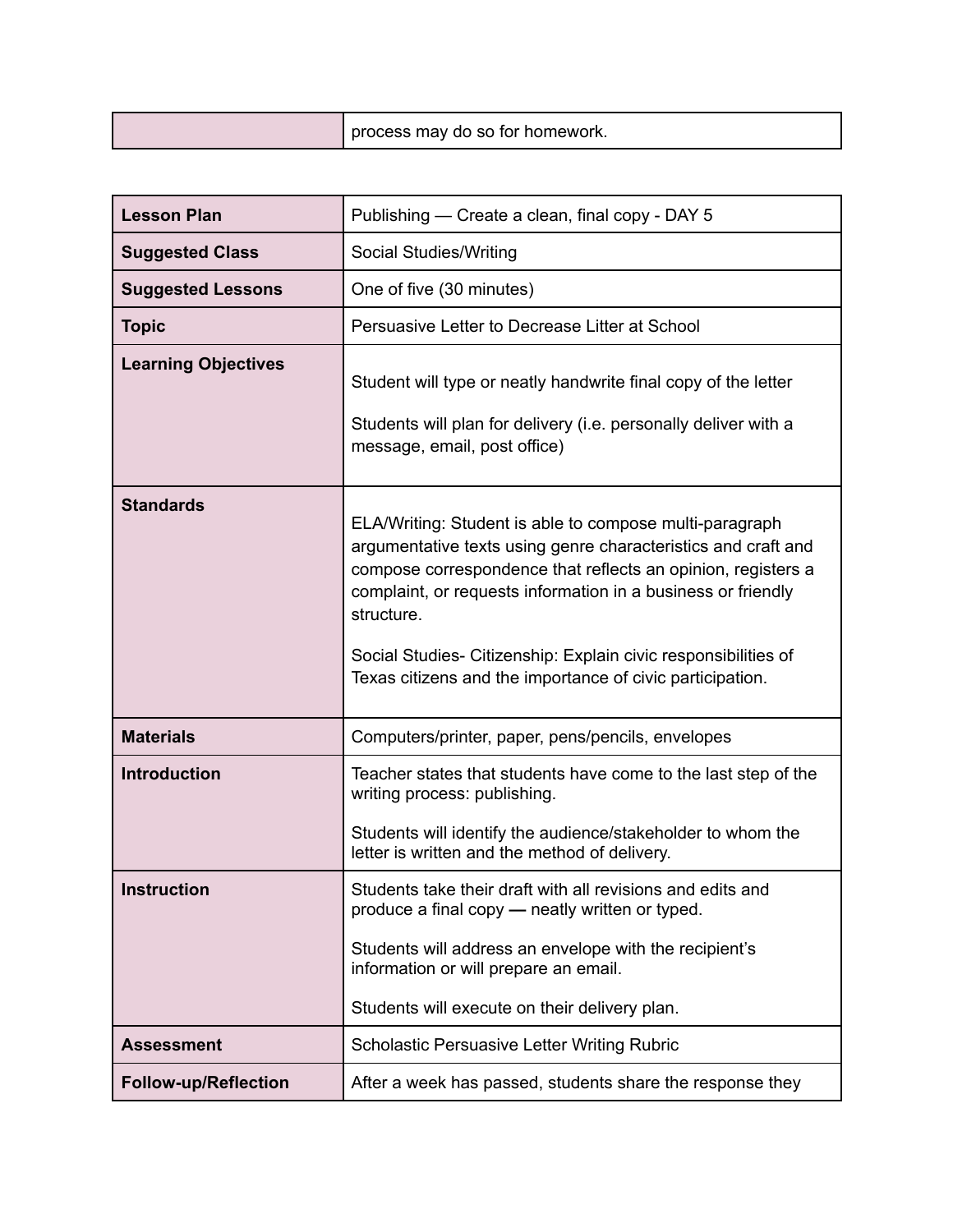| | process may do so for homework. |
|---|---|

| **Lesson Plan** | Publishing — Create a clean, final copy - DAY 5 |
|---|---|
| **Suggested Class** | Social Studies/Writing |
| **Suggested Lessons** | One of five (30 minutes) |
| **Topic** | Persuasive Letter to Decrease Litter at School |
| **Learning Objectives** | Student will type or neatly handwrite final copy of the letter<br><br>Students will plan for delivery (i.e. personally deliver with a message, email, post office) |
| **Standards** | ELA/Writing: Student is able to compose multi-paragraph argumentative texts using genre characteristics and craft and compose correspondence that reflects an opinion, registers a complaint, or requests information in a business or friendly structure.<br><br>Social Studies- Citizenship: Explain civic responsibilities of Texas citizens and the importance of civic participation. |
| **Materials** | Computers/printer, paper, pens/pencils, envelopes |
| **Introduction** | Teacher states that students have come to the last step of the writing process: publishing.<br><br>Students will identify the audience/stakeholder to whom the letter is written and the method of delivery. |
| **Instruction** | Students take their draft with all revisions and edits and produce a final copy **—** neatly written or typed.<br><br>Students will address an envelope with the recipient's information or will prepare an email.<br><br>Students will execute on their delivery plan. |
| **Assessment** | Scholastic Persuasive Letter Writing Rubric |
| **Follow-up/Reflection** | After a week has passed, students share the response they |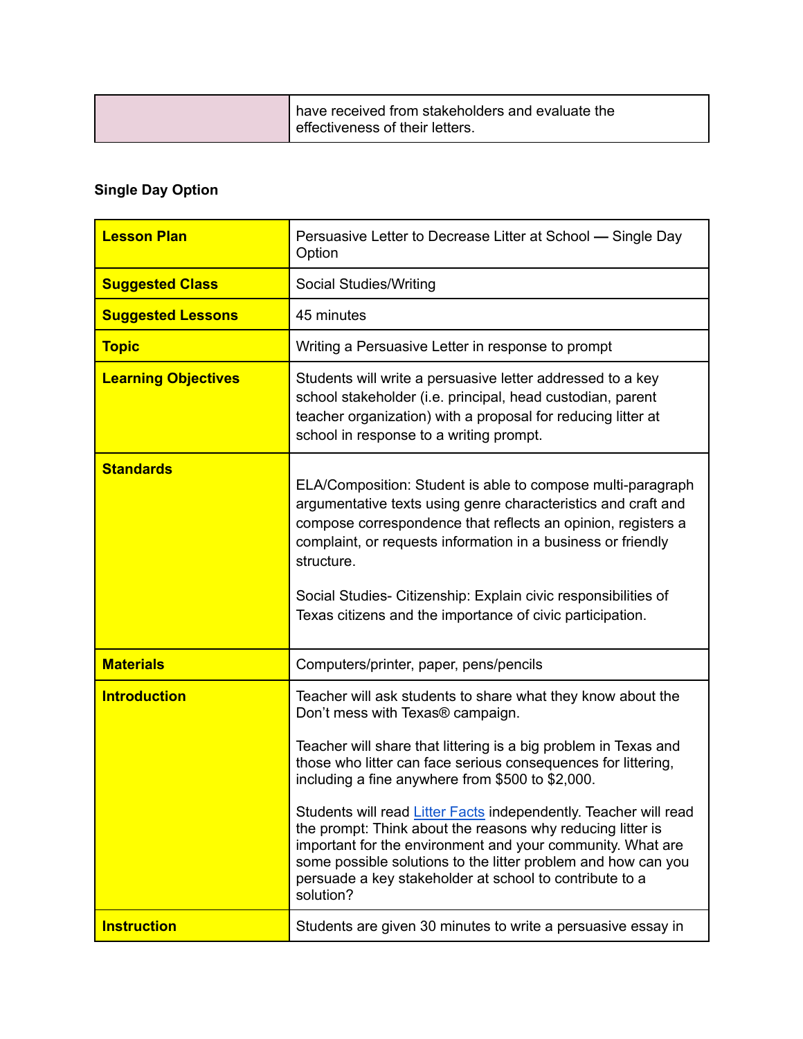| | |
|---|---|
| | have received from stakeholders and evaluate the effectiveness of their letters. |

**Single Day Option**

| | |
|---|---|
| **Lesson Plan** | Persuasive Letter to Decrease Litter at School — Single Day Option |
| **Suggested Class** | Social Studies/Writing |
| **Suggested Lessons** | 45 minutes |
| **Topic** | Writing a Persuasive Letter in response to prompt |
| **Learning Objectives** | Students will write a persuasive letter addressed to a key school stakeholder (i.e. principal, head custodian, parent teacher organization) with a proposal for reducing litter at school in response to a writing prompt. |
| **Standards** | ELA/Composition: Student is able to compose multi-paragraph argumentative texts using genre characteristics and craft and compose correspondence that reflects an opinion, registers a complaint, or requests information in a business or friendly structure.<br><br>Social Studies- Citizenship: Explain civic responsibilities of Texas citizens and the importance of civic participation. |
| **Materials** | Computers/printer, paper, pens/pencils |
| **Introduction** | Teacher will ask students to share what they know about the Don't mess with Texas® campaign.<br><br>Teacher will share that littering is a big problem in Texas and those who litter can face serious consequences for littering, including a fine anywhere from $500 to $2,000.<br><br>Students will read Litter Facts independently. Teacher will read the prompt: Think about the reasons why reducing litter is important for the environment and your community. What are some possible solutions to the litter problem and how can you persuade a key stakeholder at school to contribute to a solution? |
| **Instruction** | Students are given 30 minutes to write a persuasive essay in |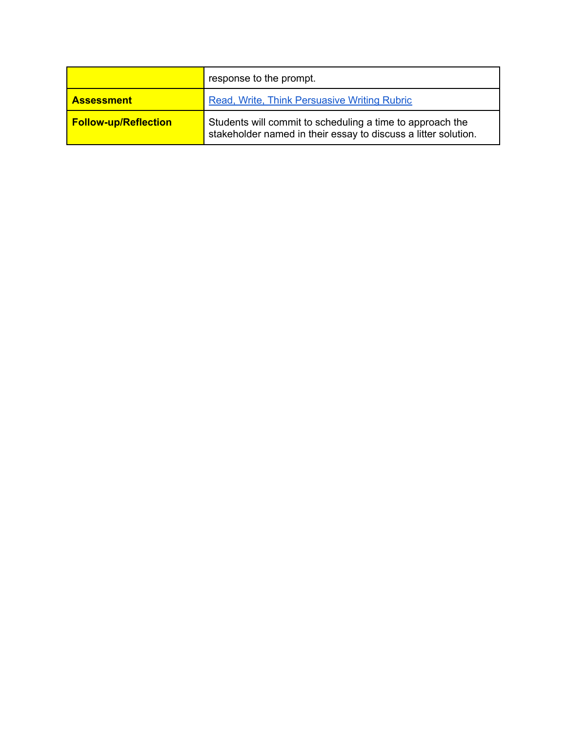| | |
|---|---|
| | response to the prompt. |
| **Assessment** | [Read, Write, Think Persuasive Writing Rubric]() |
| **Follow-up/Reflection** | Students will commit to scheduling a time to approach the stakeholder named in their essay to discuss a litter solution. |